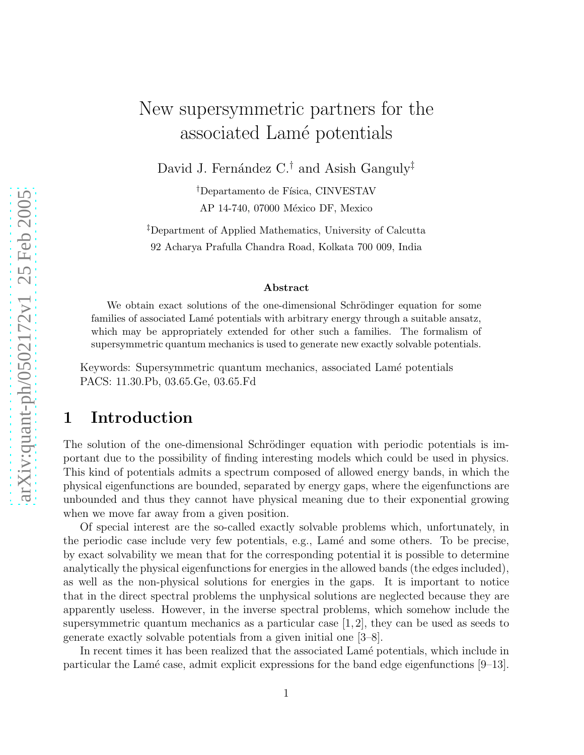# New supersymmetric partners for the associated Lamé potentials

David J. Fernández C.[†] and Asish Ganguly[‡]

[†]Departamento de Física, CINVESTAV  
AP 14-740, 07000 México DF, Mexico

[‡]Department of Applied Mathematics, University of Calcutta  
92 Acharya Prafulla Chandra Road, Kolkata 700 009, India

### Abstract

We obtain exact solutions of the one-dimensional Schrödinger equation for some families of associated Lamé potentials with arbitrary energy through a suitable ansatz, which may be appropriately extended for other such a families. The formalism of supersymmetric quantum mechanics is used to generate new exactly solvable potentials.

Keywords: Supersymmetric quantum mechanics, associated Lamé potentials  
PACS: 11.30.Pb, 03.65.Ge, 03.65.Fd

## 1 Introduction

The solution of the one-dimensional Schrödinger equation with periodic potentials is important due to the possibility of finding interesting models which could be used in physics. This kind of potentials admits a spectrum composed of allowed energy bands, in which the physical eigenfunctions are bounded, separated by energy gaps, where the eigenfunctions are unbounded and thus they cannot have physical meaning due to their exponential growing when we move far away from a given position.

Of special interest are the so-called exactly solvable problems which, unfortunately, in the periodic case include very few potentials, e.g., Lamé and some others. To be precise, by exact solvability we mean that for the corresponding potential it is possible to determine analytically the physical eigenfunctions for energies in the allowed bands (the edges included), as well as the non-physical solutions for energies in the gaps. It is important to notice that in the direct spectral problems the unphysical solutions are neglected because they are apparently useless. However, in the inverse spectral problems, which somehow include the supersymmetric quantum mechanics as a particular case [1, 2], they can be used as seeds to generate exactly solvable potentials from a given initial one [3–8].

In recent times it has been realized that the associated Lamé potentials, which include in particular the Lamé case, admit explicit expressions for the band edge eigenfunctions [9–13].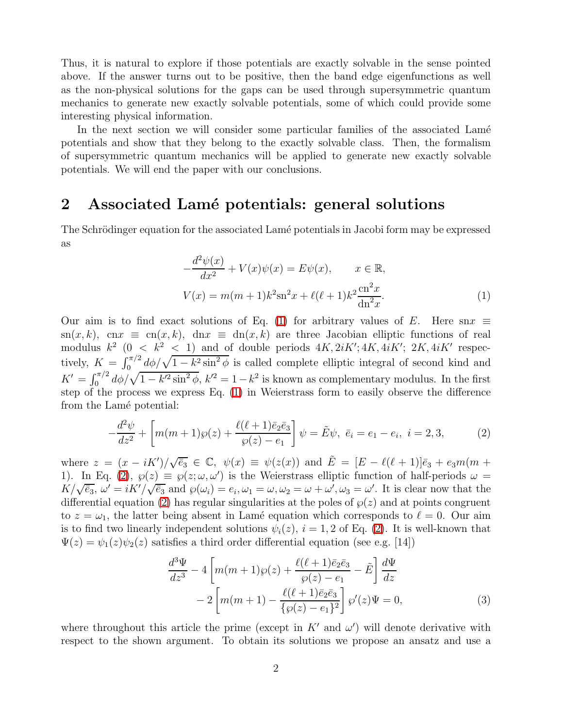Thus, it is natural to explore if those potentials are exactly solvable in the sense pointed above. If the answer turns out to be positive, then the band edge eigenfunctions as well as the non-physical solutions for the gaps can be used through supersymmetric quantum mechanics to generate new exactly solvable potentials, some of which could provide some interesting physical information.

In the next section we will consider some particular families of the associated Lamé potentials and show that they belong to the exactly solvable class. Then, the formalism of supersymmetric quantum mechanics will be applied to generate new exactly solvable potentials. We will end the paper with our conclusions.

## 2 Associated Lamé potentials: general solutions

The Schrödinger equation for the associated Lamé potentials in Jacobi form may be expressed as

$$
\begin{aligned}
-\frac{d^2\psi(x)}{dx^2} + V(x)\psi(x) &= E\psi(x), \qquad x \in \mathbb{R}, \\
V(x) &= m(m+1)k^2\mathrm{sn}^2x + \ell(\ell+1)k^2\frac{\mathrm{cn}^2x}{\mathrm{dn}^2x}.
\end{aligned}
\tag{1}
$$

Our aim is to find exact solutions of Eq. (1) for arbitrary values of $E$. Here $\mathrm{sn}x \equiv \mathrm{sn}(x,k)$, $\mathrm{cn}x \equiv \mathrm{cn}(x,k)$, $\mathrm{dn}x \equiv \mathrm{dn}(x,k)$ are three Jacobian elliptic functions of real modulus $k^2$ $(0 < k^2 < 1)$ and of double periods $4K, 2iK'; 4K, 4iK'; 2K, 4iK'$ respectively, $K = \int_0^{\pi/2} d\phi/\sqrt{1-k^2\sin^2\phi}$ is called complete elliptic integral of second kind and $K' = \int_0^{\pi/2} d\phi/\sqrt{1-k'^2\sin^2\phi}$, $k'^2 = 1-k^2$ is known as complementary modulus. In the first step of the process we express Eq. (1) in Weierstrass form to easily observe the difference from the Lamé potential:

$$
-\frac{d^2\psi}{dz^2} + \left[m(m+1)\wp(z) + \frac{\ell(\ell+1)\bar{e}_2\bar{e}_3}{\wp(z)-e_1}\right]\psi = \tilde{E}\psi, \ \bar{e}_i = e_1 - e_i, \ i = 2,3, \tag{2}
$$

where $z = (x - iK')/\sqrt{\bar{e}_3} \in \mathbb{C}$, $\psi(x) \equiv \psi(z(x))$ and $\tilde{E} = [E - \ell(\ell+1)]\bar{e}_3 + e_3 m(m+1)$. In Eq. (2), $\wp(z) \equiv \wp(z;\omega,\omega')$ is the Weierstrass elliptic function of half-periods $\omega = K/\sqrt{\bar{e}_3}$, $\omega' = iK'/\sqrt{\bar{e}_3}$ and $\wp(\omega_i) = e_i, \omega_1 = \omega, \omega_2 = \omega + \omega', \omega_3 = \omega'$. It is clear now that the differential equation (2) has regular singularities at the poles of $\wp(z)$ and at points congruent to $z = \omega_1$, the latter being absent in Lamé equation which corresponds to $\ell = 0$. Our aim is to find two linearly independent solutions $\psi_i(z)$, $i = 1,2$ of Eq. (2). It is well-known that $\Psi(z) = \psi_1(z)\psi_2(z)$ satisfies a third order differential equation (see e.g. [14])

$$
\begin{aligned}
\frac{d^3\Psi}{dz^3} &- 4\left[m(m+1)\wp(z) + \frac{\ell(\ell+1)\bar{e}_2\bar{e}_3}{\wp(z)-e_1} - \tilde{E}\right]\frac{d\Psi}{dz} \\
&- 2\left[m(m+1) - \frac{\ell(\ell+1)\bar{e}_2\bar{e}_3}{\{\wp(z)-e_1\}^2}\right]\wp'(z)\Psi = 0,
\end{aligned}
\tag{3}
$$

where throughout this article the prime (except in $K'$ and $\omega'$) will denote derivative with respect to the shown argument. To obtain its solutions we propose an ansatz and use a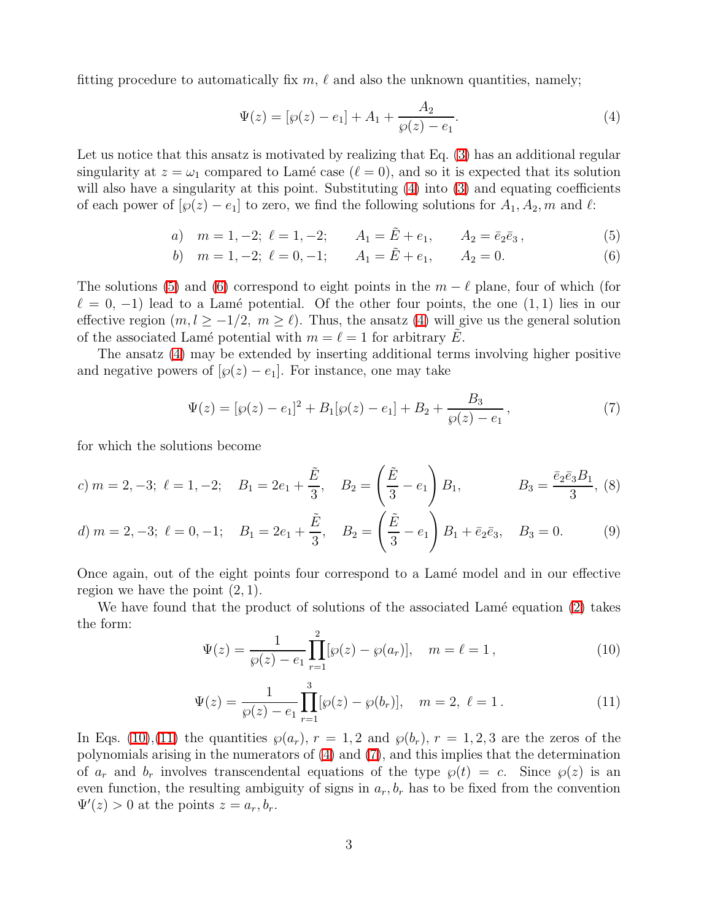fitting procedure to automatically fix $m$, $\ell$ and also the unknown quantities, namely;

$$\Psi(z) = [\wp(z) - e_1] + A_1 + \frac{A_2}{\wp(z) - e_1}. \tag{4}$$

Let us notice that this ansatz is motivated by realizing that Eq. (3) has an additional regular singularity at $z = \omega_1$ compared to Lamé case ($\ell = 0$), and so it is expected that its solution will also have a singularity at this point. Substituting (4) into (3) and equating coefficients of each power of $[\wp(z) - e_1]$ to zero, we find the following solutions for $A_1, A_2, m$ and $\ell$:

$$a) \quad m = 1, -2;\ \ell = 1, -2; \qquad A_1 = \tilde{E} + e_1, \qquad A_2 = \bar{e}_2\bar{e}_3\,, \tag{5}$$

$$b) \quad m = 1, -2;\ \ell = 0, -1; \qquad A_1 = \tilde{E} + e_1, \qquad A_2 = 0. \tag{6}$$

The solutions (5) and (6) correspond to eight points in the $m - \ell$ plane, four of which (for $\ell = 0, -1$) lead to a Lamé potential. Of the other four points, the one $(1, 1)$ lies in our effective region $(m, l \geq -1/2,\ m \geq \ell)$. Thus, the ansatz (4) will give us the general solution of the associated Lamé potential with $m = \ell = 1$ for arbitrary $\tilde{E}$.

The ansatz (4) may be extended by inserting additional terms involving higher positive and negative powers of $[\wp(z) - e_1]$. For instance, one may take

$$\Psi(z) = [\wp(z) - e_1]^2 + B_1[\wp(z) - e_1] + B_2 + \frac{B_3}{\wp(z) - e_1}\,, \tag{7}$$

for which the solutions become

$$c)\ m = 2, -3;\ \ell = 1, -2; \quad B_1 = 2e_1 + \frac{\tilde{E}}{3}, \quad B_2 = \left(\frac{\tilde{E}}{3} - e_1\right) B_1, \qquad B_3 = \frac{\bar{e}_2\bar{e}_3 B_1}{3}, \tag{8}$$

$$d)\ m = 2, -3;\ \ell = 0, -1; \quad B_1 = 2e_1 + \frac{\tilde{E}}{3}, \quad B_2 = \left(\frac{\tilde{E}}{3} - e_1\right) B_1 + \bar{e}_2\bar{e}_3, \quad B_3 = 0. \tag{9}$$

Once again, out of the eight points four correspond to a Lamé model and in our effective region we have the point $(2, 1)$.

We have found that the product of solutions of the associated Lamé equation (2) takes the form:

$$\Psi(z) = \frac{1}{\wp(z) - e_1} \prod_{r=1}^{2} [\wp(z) - \wp(a_r)], \quad m = \ell = 1\,, \tag{10}$$

$$\Psi(z) = \frac{1}{\wp(z) - e_1} \prod_{r=1}^{3} [\wp(z) - \wp(b_r)], \quad m = 2,\ \ell = 1\,. \tag{11}$$

In Eqs. (10),(11) the quantities $\wp(a_r)$, $r = 1, 2$ and $\wp(b_r)$, $r = 1, 2, 3$ are the zeros of the polynomials arising in the numerators of (4) and (7), and this implies that the determination of $a_r$ and $b_r$ involves transcendental equations of the type $\wp(t) = c$. Since $\wp(z)$ is an even function, the resulting ambiguity of signs in $a_r, b_r$ has to be fixed from the convention $\Psi'(z) > 0$ at the points $z = a_r, b_r$.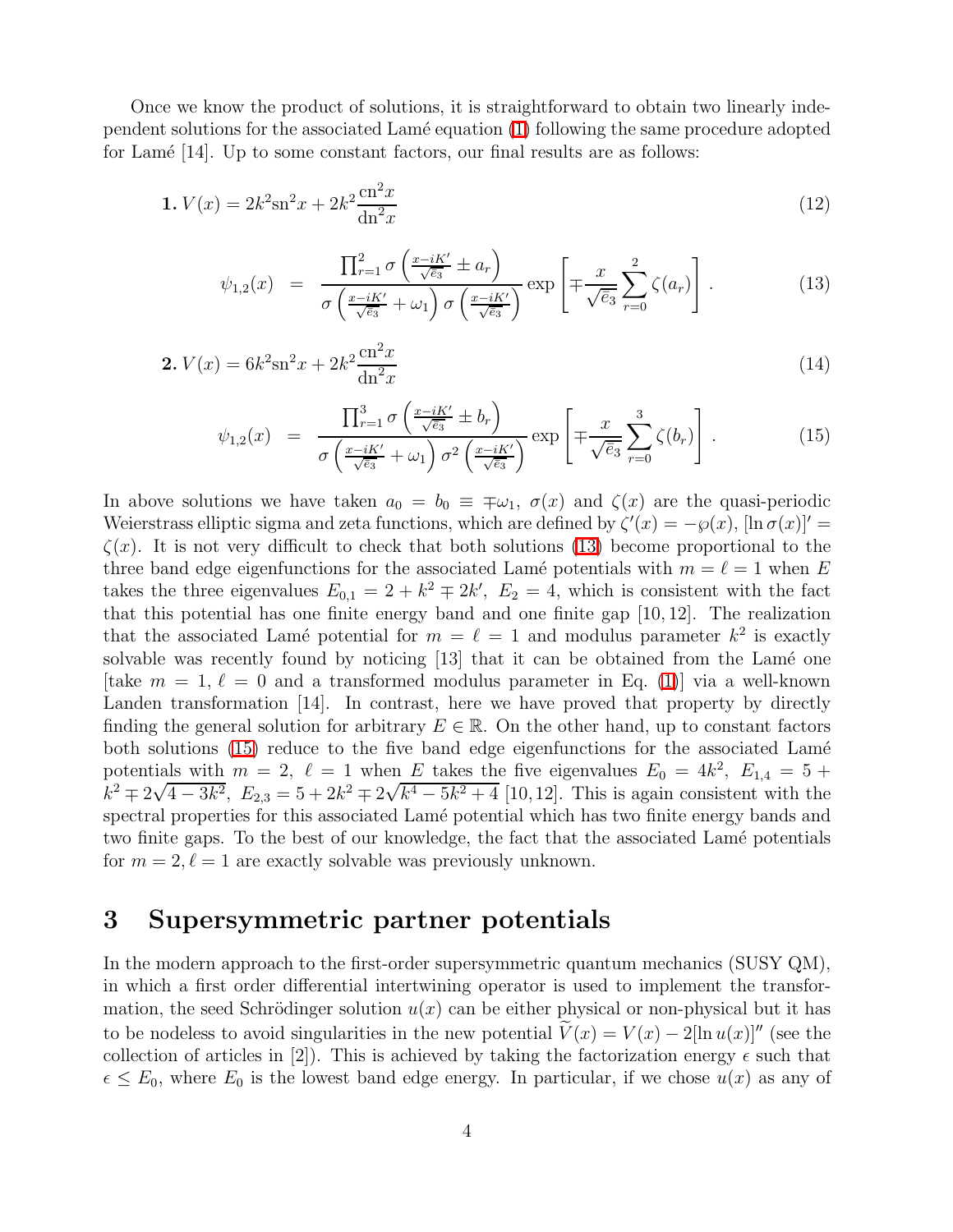Once we know the product of solutions, it is straightforward to obtain two linearly independent solutions for the associated Lamé equation (1) following the same procedure adopted for Lamé [14]. Up to some constant factors, our final results are as follows:

$$\textbf{1.}\ V(x) = 2k^2\mathrm{sn}^2x + 2k^2\frac{\mathrm{cn}^2x}{\mathrm{dn}^2x} \tag{12}$$

$$\psi_{1,2}(x) = \frac{\prod_{r=1}^{2}\sigma\left(\frac{x-iK'}{\sqrt{\bar{e}_3}} \pm a_r\right)}{\sigma\left(\frac{x-iK'}{\sqrt{\bar{e}_3}}+\omega_1\right)\sigma\left(\frac{x-iK'}{\sqrt{\bar{e}_3}}\right)} \exp\left[\mp\frac{x}{\sqrt{\bar{e}_3}}\sum_{r=0}^{2}\zeta(a_r)\right]. \tag{13}$$

$$\textbf{2.}\ V(x) = 6k^2\mathrm{sn}^2x + 2k^2\frac{\mathrm{cn}^2x}{\mathrm{dn}^2x} \tag{14}$$

$$\psi_{1,2}(x) = \frac{\prod_{r=1}^{3}\sigma\left(\frac{x-iK'}{\sqrt{\bar{e}_3}} \pm b_r\right)}{\sigma\left(\frac{x-iK'}{\sqrt{\bar{e}_3}}+\omega_1\right)\sigma^2\left(\frac{x-iK'}{\sqrt{\bar{e}_3}}\right)} \exp\left[\mp\frac{x}{\sqrt{\bar{e}_3}}\sum_{r=0}^{3}\zeta(b_r)\right]. \tag{15}$$

In above solutions we have taken $a_0 = b_0 \equiv \mp\omega_1$, $\sigma(x)$ and $\zeta(x)$ are the quasi-periodic Weierstrass elliptic sigma and zeta functions, which are defined by $\zeta'(x) = -\wp(x)$, $[\ln\sigma(x)]' = \zeta(x)$. It is not very difficult to check that both solutions (13) become proportional to the three band edge eigenfunctions for the associated Lamé potentials with $m = \ell = 1$ when $E$ takes the three eigenvalues $E_{0,1} = 2 + k^2 \mp 2k'$, $E_2 = 4$, which is consistent with the fact that this potential has one finite energy band and one finite gap [10, 12]. The realization that the associated Lamé potential for $m = \ell = 1$ and modulus parameter $k^2$ is exactly solvable was recently found by noticing [13] that it can be obtained from the Lamé one [take $m = 1$, $\ell = 0$ and a transformed modulus parameter in Eq. (1)] via a well-known Landen transformation [14]. In contrast, here we have proved that property by directly finding the general solution for arbitrary $E \in \mathbb{R}$. On the other hand, up to constant factors both solutions (15) reduce to the five band edge eigenfunctions for the associated Lamé potentials with $m = 2$, $\ell = 1$ when $E$ takes the five eigenvalues $E_0 = 4k^2$, $E_{1,4} = 5 + k^2 \mp 2\sqrt{4-3k^2}$, $E_{2,3} = 5 + 2k^2 \mp 2\sqrt{k^4 - 5k^2 + 4}$ [10, 12]. This is again consistent with the spectral properties for this associated Lamé potential which has two finite energy bands and two finite gaps. To the best of our knowledge, the fact that the associated Lamé potentials for $m = 2, \ell = 1$ are exactly solvable was previously unknown.

## 3 Supersymmetric partner potentials

In the modern approach to the first-order supersymmetric quantum mechanics (SUSY QM), in which a first order differential intertwining operator is used to implement the transformation, the seed Schrödinger solution $u(x)$ can be either physical or non-physical but it has to be nodeless to avoid singularities in the new potential $\widetilde{V}(x) = V(x) - 2[\ln u(x)]''$ (see the collection of articles in [2]). This is achieved by taking the factorization energy $\epsilon$ such that $\epsilon \leq E_0$, where $E_0$ is the lowest band edge energy. In particular, if we chose $u(x)$ as any of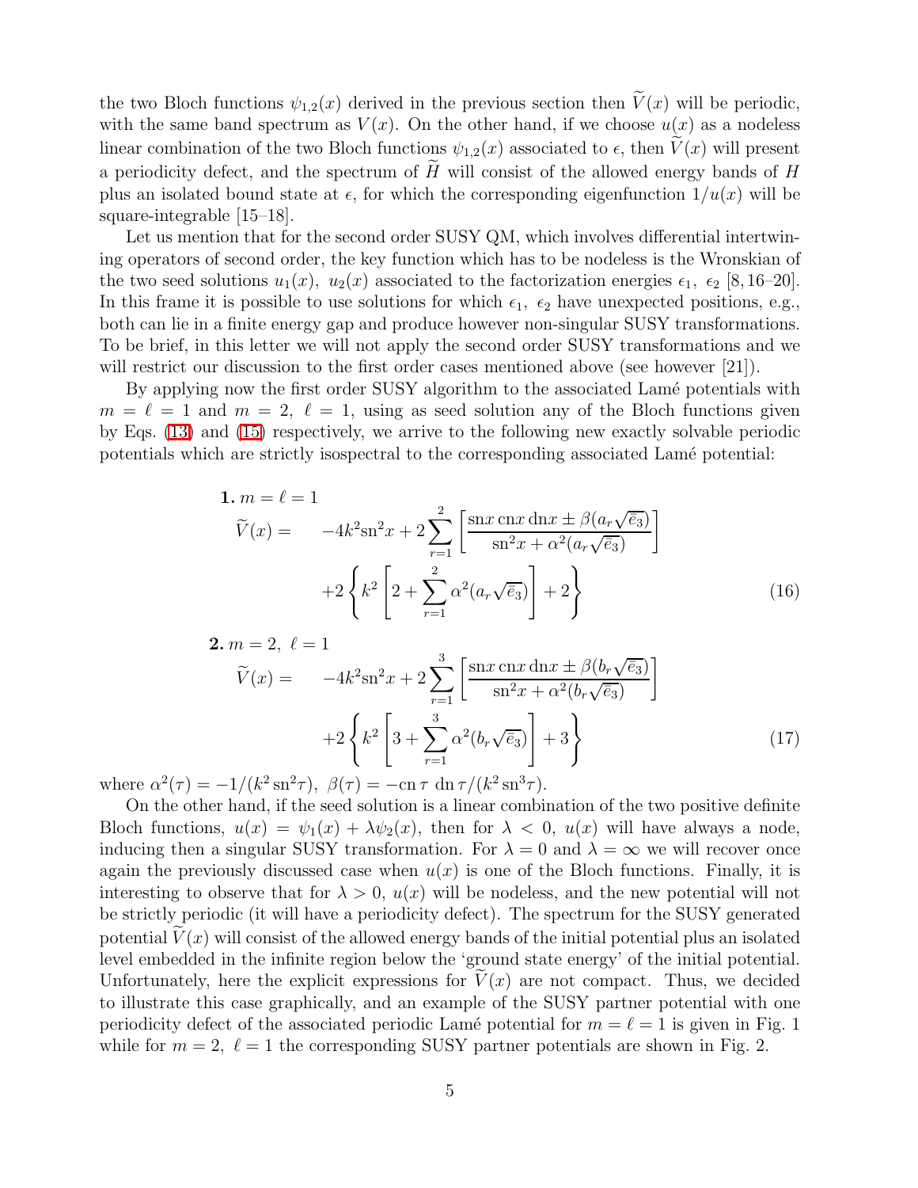the two Bloch functions $\psi_{1,2}(x)$ derived in the previous section then $\widetilde{V}(x)$ will be periodic, with the same band spectrum as $V(x)$. On the other hand, if we choose $u(x)$ as a nodeless linear combination of the two Bloch functions $\psi_{1,2}(x)$ associated to $\epsilon$, then $\widetilde{V}(x)$ will present a periodicity defect, and the spectrum of $\widetilde{H}$ will consist of the allowed energy bands of $H$ plus an isolated bound state at $\epsilon$, for which the corresponding eigenfunction $1/u(x)$ will be square-integrable [15–18].

Let us mention that for the second order SUSY QM, which involves differential intertwining operators of second order, the key function which has to be nodeless is the Wronskian of the two seed solutions $u_1(x)$, $u_2(x)$ associated to the factorization energies $\epsilon_1$, $\epsilon_2$ [8, 16–20]. In this frame it is possible to use solutions for which $\epsilon_1$, $\epsilon_2$ have unexpected positions, e.g., both can lie in a finite energy gap and produce however non-singular SUSY transformations. To be brief, in this letter we will not apply the second order SUSY transformations and we will restrict our discussion to the first order cases mentioned above (see however [21]).

By applying now the first order SUSY algorithm to the associated Lamé potentials with $m = \ell = 1$ and $m = 2$, $\ell = 1$, using as seed solution any of the Bloch functions given by Eqs. (13) and (15) respectively, we arrive to the following new exactly solvable periodic potentials which are strictly isospectral to the corresponding associated Lamé potential:

**1.** $m = \ell = 1$

$$\widetilde{V}(x) = -4k^2\text{sn}^2 x + 2\sum_{r=1}^{2}\left[\frac{\text{sn}x\,\text{cn}x\,\text{dn}x \pm \beta(a_r\sqrt{\bar{e}_3})}{\text{sn}^2 x + \alpha^2(a_r\sqrt{\bar{e}_3})}\right] + 2\left\{k^2\left[2 + \sum_{r=1}^{2}\alpha^2(a_r\sqrt{\bar{e}_3})\right] + 2\right\} \tag{16}$$

**2.** $m = 2,\ \ell = 1$

$$\widetilde{V}(x) = -4k^2\text{sn}^2 x + 2\sum_{r=1}^{3}\left[\frac{\text{sn}x\,\text{cn}x\,\text{dn}x \pm \beta(b_r\sqrt{\bar{e}_3})}{\text{sn}^2 x + \alpha^2(b_r\sqrt{\bar{e}_3})}\right] + 2\left\{k^2\left[3 + \sum_{r=1}^{3}\alpha^2(b_r\sqrt{\bar{e}_3})\right] + 3\right\} \tag{17}$$

where $\alpha^2(\tau) = -1/(k^2\,\text{sn}^2\tau)$, $\beta(\tau) = -\text{cn}\,\tau\ \text{dn}\,\tau/(k^2\,\text{sn}^3\tau)$.

On the other hand, if the seed solution is a linear combination of the two positive definite Bloch functions, $u(x) = \psi_1(x) + \lambda\psi_2(x)$, then for $\lambda < 0$, $u(x)$ will have always a node, inducing then a singular SUSY transformation. For $\lambda = 0$ and $\lambda = \infty$ we will recover once again the previously discussed case when $u(x)$ is one of the Bloch functions. Finally, it is interesting to observe that for $\lambda > 0$, $u(x)$ will be nodeless, and the new potential will not be strictly periodic (it will have a periodicity defect). The spectrum for the SUSY generated potential $\widetilde{V}(x)$ will consist of the allowed energy bands of the initial potential plus an isolated level embedded in the infinite region below the 'ground state energy' of the initial potential. Unfortunately, here the explicit expressions for $\widetilde{V}(x)$ are not compact. Thus, we decided to illustrate this case graphically, and an example of the SUSY partner potential with one periodicity defect of the associated periodic Lamé potential for $m = \ell = 1$ is given in Fig. 1 while for $m = 2$, $\ell = 1$ the corresponding SUSY partner potentials are shown in Fig. 2.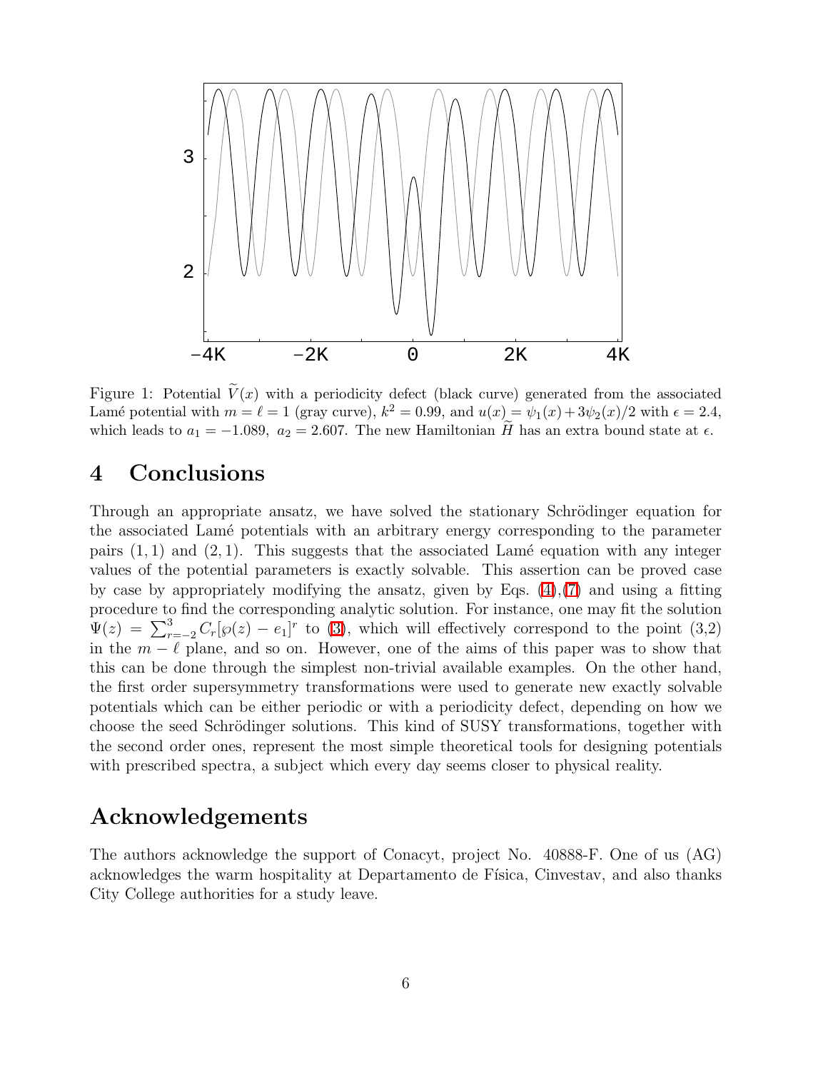Figure 1: Potential $\widetilde{V}(x)$ with a periodicity defect (black curve) generated from the associated Lamé potential with $m = \ell = 1$ (gray curve), $k^2 = 0.99$, and $u(x) = \psi_1(x) + 3\psi_2(x)/2$ with $\epsilon = 2.4$, which leads to $a_1 = -1.089$, $a_2 = 2.607$. The new Hamiltonian $\widetilde{H}$ has an extra bound state at $\epsilon$.

# 4 Conclusions

Through an appropriate ansatz, we have solved the stationary Schrödinger equation for the associated Lamé potentials with an arbitrary energy corresponding to the parameter pairs $(1, 1)$ and $(2, 1)$. This suggests that the associated Lamé equation with any integer values of the potential parameters is exactly solvable. This assertion can be proved case by case by appropriately modifying the ansatz, given by Eqs. (4),(7) and using a fitting procedure to find the corresponding analytic solution. For instance, one may fit the solution $\Psi(z) = \sum_{r=-2}^{3} C_r[\wp(z) - e_1]^r$ to (3), which will effectively correspond to the point (3,2) in the $m - \ell$ plane, and so on. However, one of the aims of this paper was to show that this can be done through the simplest non-trivial available examples. On the other hand, the first order supersymmetry transformations were used to generate new exactly solvable potentials which can be either periodic or with a periodicity defect, depending on how we choose the seed Schrödinger solutions. This kind of SUSY transformations, together with the second order ones, represent the most simple theoretical tools for designing potentials with prescribed spectra, a subject which every day seems closer to physical reality.

# Acknowledgements

The authors acknowledge the support of Conacyt, project No. 40888-F. One of us (AG) acknowledges the warm hospitality at Departamento de Física, Cinvestav, and also thanks City College authorities for a study leave.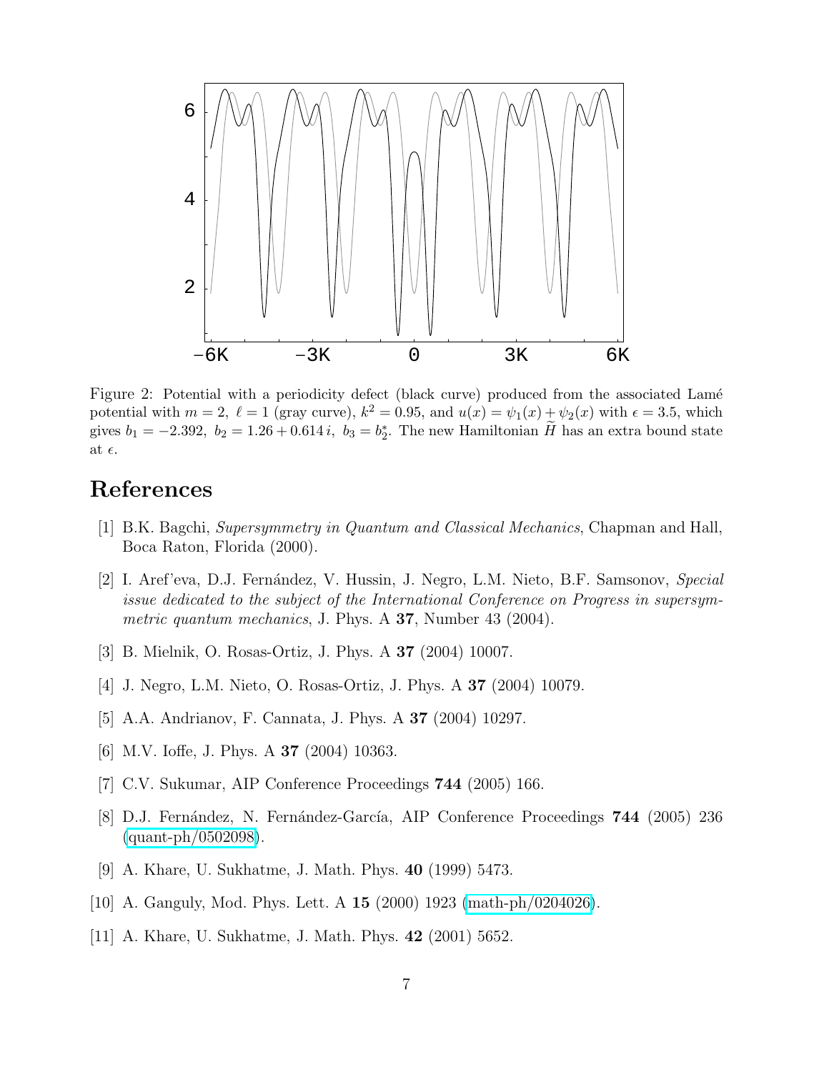Figure 2: Potential with a periodicity defect (black curve) produced from the associated Lamé potential with $m = 2,\ \ell = 1$ (gray curve), $k^2 = 0.95$, and $u(x) = \psi_1(x) + \psi_2(x)$ with $\epsilon = 3.5$, which gives $b_1 = -2.392,\ b_2 = 1.26 + 0.614\, i,\ b_3 = b_2^*$. The new Hamiltonian $\widetilde{H}$ has an extra bound state at $\epsilon$.

# References

[1] B.K. Bagchi, *Supersymmetry in Quantum and Classical Mechanics*, Chapman and Hall, Boca Raton, Florida (2000).

[2] I. Aref'eva, D.J. Fernández, V. Hussin, J. Negro, L.M. Nieto, B.F. Samsonov, *Special issue dedicated to the subject of the International Conference on Progress in supersymmetric quantum mechanics*, J. Phys. A **37**, Number 43 (2004).

[3] B. Mielnik, O. Rosas-Ortiz, J. Phys. A **37** (2004) 10007.

[4] J. Negro, L.M. Nieto, O. Rosas-Ortiz, J. Phys. A **37** (2004) 10079.

[5] A.A. Andrianov, F. Cannata, J. Phys. A **37** (2004) 10297.

[6] M.V. Ioffe, J. Phys. A **37** (2004) 10363.

[7] C.V. Sukumar, AIP Conference Proceedings **744** (2005) 166.

[8] D.J. Fernández, N. Fernández-García, AIP Conference Proceedings **744** (2005) 236 (quant-ph/0502098).

[9] A. Khare, U. Sukhatme, J. Math. Phys. **40** (1999) 5473.

[10] A. Ganguly, Mod. Phys. Lett. A **15** (2000) 1923 (math-ph/0204026).

[11] A. Khare, U. Sukhatme, J. Math. Phys. **42** (2001) 5652.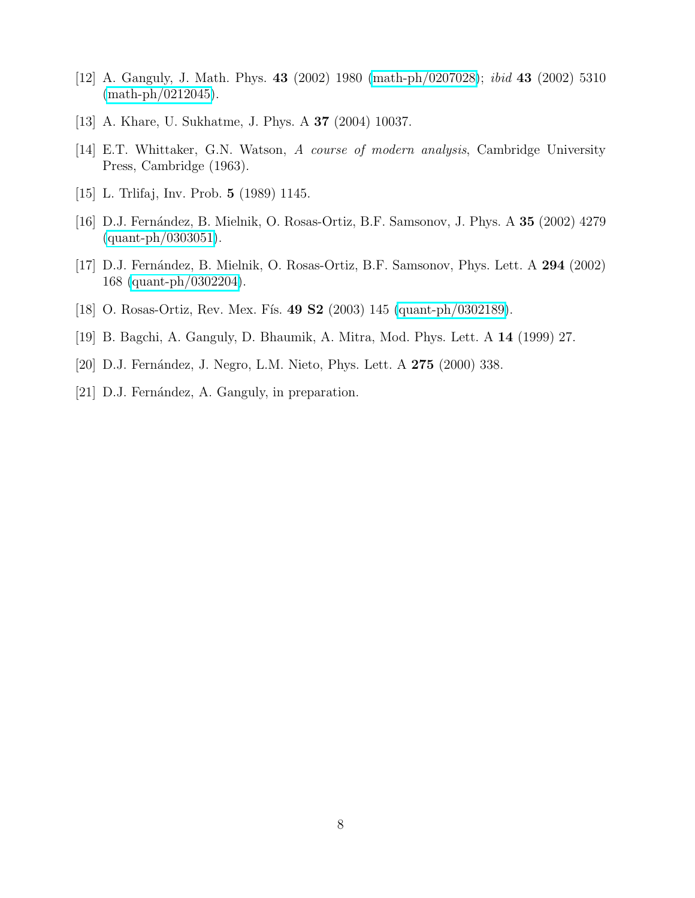[12] A. Ganguly, J. Math. Phys. **43** (2002) 1980 (math-ph/0207028); *ibid* **43** (2002) 5310 (math-ph/0212045).

[13] A. Khare, U. Sukhatme, J. Phys. A **37** (2004) 10037.

[14] E.T. Whittaker, G.N. Watson, *A course of modern analysis*, Cambridge University Press, Cambridge (1963).

[15] L. Trlifaj, Inv. Prob. **5** (1989) 1145.

[16] D.J. Fernández, B. Mielnik, O. Rosas-Ortiz, B.F. Samsonov, J. Phys. A **35** (2002) 4279 (quant-ph/0303051).

[17] D.J. Fernández, B. Mielnik, O. Rosas-Ortiz, B.F. Samsonov, Phys. Lett. A **294** (2002) 168 (quant-ph/0302204).

[18] O. Rosas-Ortiz, Rev. Mex. Fís. **49 S2** (2003) 145 (quant-ph/0302189).

[19] B. Bagchi, A. Ganguly, D. Bhaumik, A. Mitra, Mod. Phys. Lett. A **14** (1999) 27.

[20] D.J. Fernández, J. Negro, L.M. Nieto, Phys. Lett. A **275** (2000) 338.

[21] D.J. Fernández, A. Ganguly, in preparation.